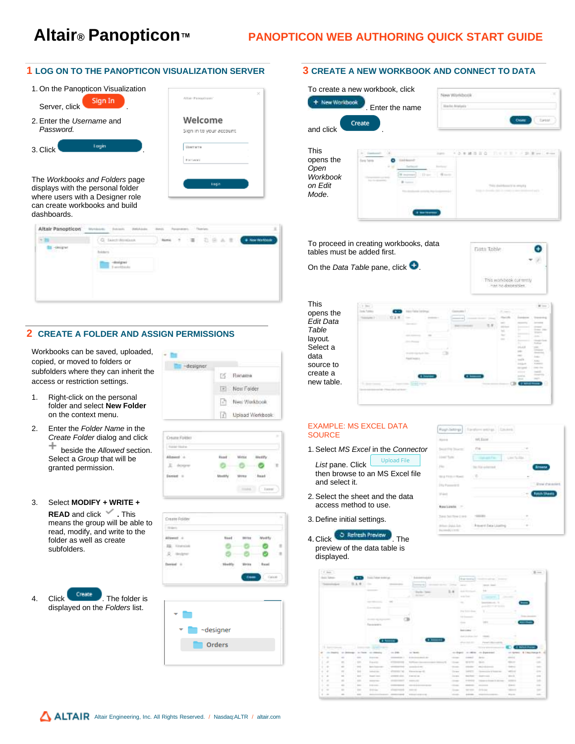# Altair® Panopticon™

## PANOPTICON WEB AUTHORING QUICK START GUIDE

## 1 LOG ON TO THE PANOPTICON VISUALIZATION SERVER

1. On the Panopticon Visualization Server, click Sign In.
2. Enter the *Username* and *Password.*
3. Click Login.

The *Workbooks and Folders* page displays with the personal folder where users with a Designer role can create workbooks and build dashboards.

## 2 CREATE A FOLDER AND ASSIGN PERMISSIONS

Workbooks can be saved, uploaded, copied, or moved to folders or subfolders where they can inherit the access or restriction settings.

1. Right-click on the personal folder and select **New Folder** on the context menu.
2. Enter the *Folder Name* in the *Create Folder* dialog and click + beside the *Allowed* section. Select a *Group* that will be granted permission.
3. Select **MODIFY + WRITE + READ** and click ✓. This means the group will be able to read, modify, and write to the folder as well as create subfolders.
4. Click Create. The folder is displayed on the *Folders* list.

## 3 CREATE A NEW WORKBOOK AND CONNECT TO DATA

To create a new workbook, click + New Workbook. Enter the name and click Create.

This opens the *Open Workbook on Edit Mode.*

To proceed in creating workbooks, data tables must be added first.

On the *Data Table* pane, click +.

This opens the *Edit Data Table* layout. Select a data source to create a new table.

### EXAMPLE: MS EXCEL DATA SOURCE

1. Select *MS Excel* in the *Connector List* pane. Click Upload File then browse to an MS Excel file and select it.
2. Select the sheet and the data access method to use.
3. Define initial settings.
4. Click Refresh Preview. The preview of the data table is displayed.

ALTAIR Altair Engineering, Inc. All Rights Reserved. / Nasdaq:ALTR / altair.com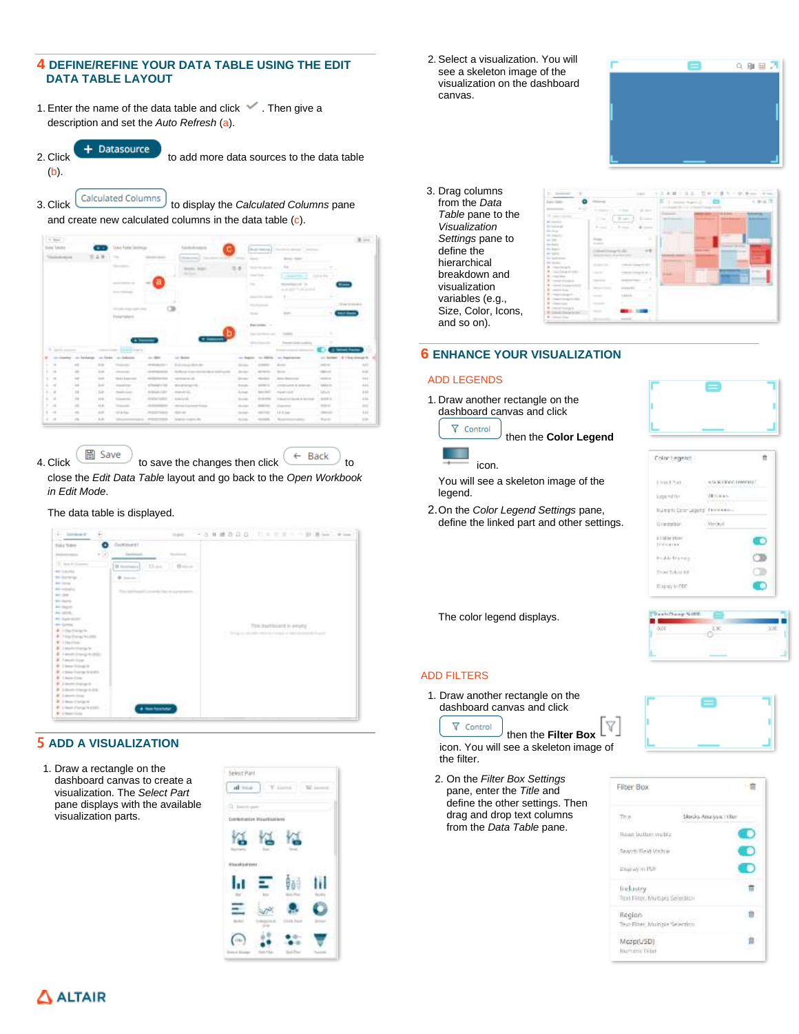## 4 DEFINE/REFINE YOUR DATA TABLE USING THE EDIT DATA TABLE LAYOUT

1. Enter the name of the data table and click ✓. Then give a description and set the *Auto Refresh* (a).

2. Click **+ Datasource** to add more data sources to the data table (b).

3. Click **Calculated Columns** to display the *Calculated Columns* pane and create new calculated columns in the data table (c).

4. Click **Save** to save the changes then click **Back** to close the *Edit Data Table* layout and go back to the *Open Workbook in Edit Mode*.

   The data table is displayed.

## 5 ADD A VISUALIZATION

1. Draw a rectangle on the dashboard canvas to create a visualization. The *Select Part* pane displays with the available visualization parts.

2. Select a visualization. You will see a skeleton image of the visualization on the dashboard canvas.

3. Drag columns from the *Data Table* pane to the *Visualization Settings* pane to define the hierarchical breakdown and visualization variables (e.g., Size, Color, Icons, and so on).

## 6 ENHANCE YOUR VISUALIZATION

### ADD LEGENDS

1. Draw another rectangle on the dashboard canvas and click **Control** then the **Color Legend** icon.

   You will see a skeleton image of the legend.

2. On the *Color Legend Settings* pane, define the linked part and other settings.

   The color legend displays.

### ADD FILTERS

1. Draw another rectangle on the dashboard canvas and click **Control** then the **Filter Box** icon. You will see a skeleton image of the filter.

2. On the *Filter Box Settings* pane, enter the *Title* and define the other settings. Then drag and drop text columns from the *Data Table* pane.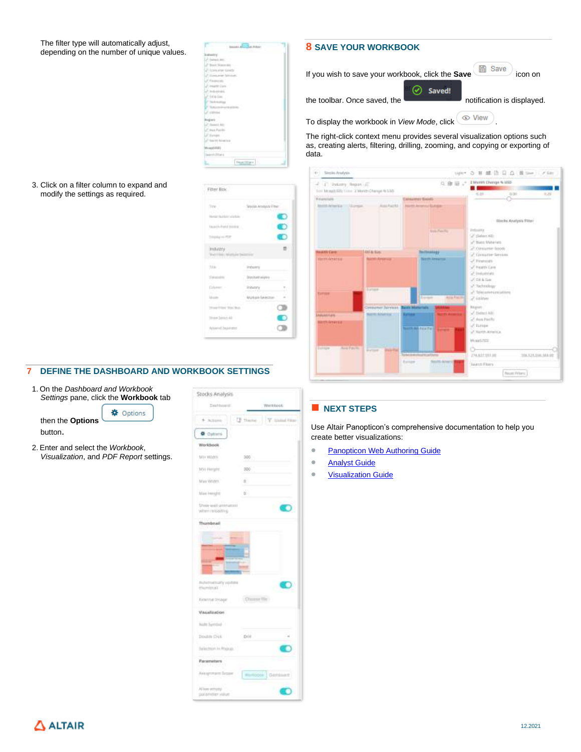The filter type will automatically adjust, depending on the number of unique values.

3. Click on a filter column to expand and modify the settings as required.

## 7 DEFINE THE DASHBOARD AND WORKBOOK SETTINGS

1. On the *Dashboard and Workbook Settings* pane, click the **Workbook** tab then the **Options** button.
2. Enter and select the *Workbook*, *Visualization*, and *PDF Report* settings.

## 8 SAVE YOUR WORKBOOK

If you wish to save your workbook, click the **Save** icon on the toolbar. Once saved, the notification is displayed.

To display the workbook in *View Mode*, click .

The right-click context menu provides several visualization options such as, creating alerts, filtering, drilling, zooming, and copying or exporting of data.

## NEXT STEPS

Use Altair Panopticon's comprehensive documentation to help you create better visualizations:

- Panopticon Web Authoring Guide
- Analyst Guide
- Visualization Guide